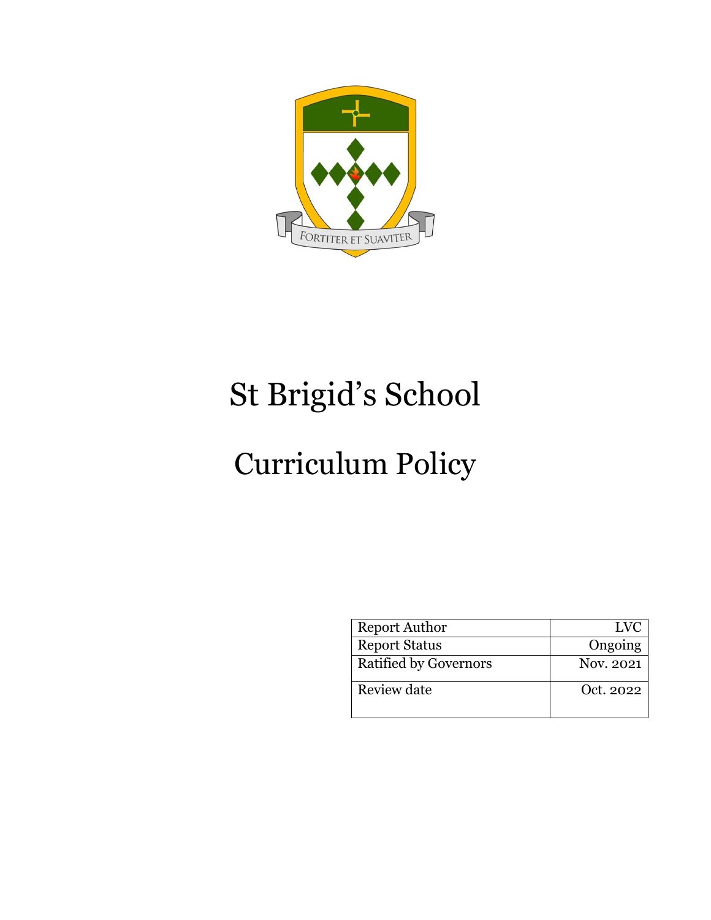# St Brigid's School

# Curriculum Policy

| | |
|---|---|
| Report Author | LVC |
| Report Status | Ongoing |
| Ratified by Governors | Nov. 2021 |
| Review date | Oct. 2022 |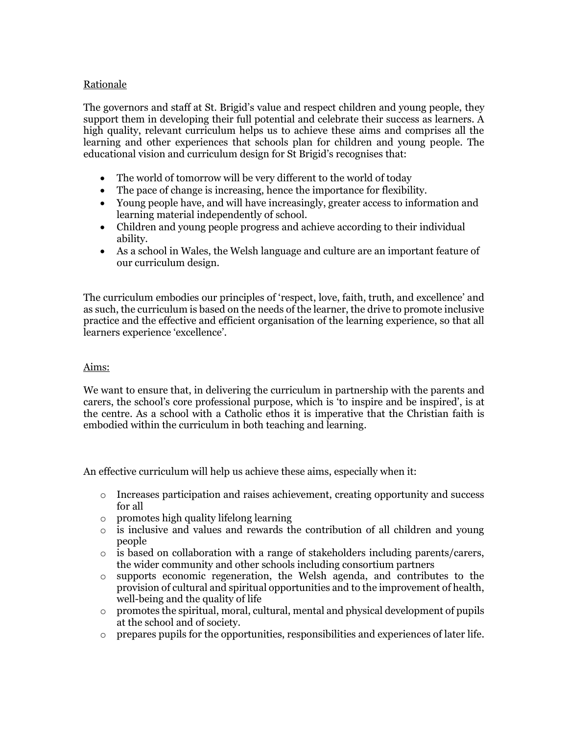## Rationale

The governors and staff at St. Brigid's value and respect children and young people, they support them in developing their full potential and celebrate their success as learners. A high quality, relevant curriculum helps us to achieve these aims and comprises all the learning and other experiences that schools plan for children and young people. The educational vision and curriculum design for St Brigid's recognises that:

- The world of tomorrow will be very different to the world of today
- The pace of change is increasing, hence the importance for flexibility.
- Young people have, and will have increasingly, greater access to information and learning material independently of school.
- Children and young people progress and achieve according to their individual ability.
- As a school in Wales, the Welsh language and culture are an important feature of our curriculum design.

The curriculum embodies our principles of 'respect, love, faith, truth, and excellence' and as such, the curriculum is based on the needs of the learner, the drive to promote inclusive practice and the effective and efficient organisation of the learning experience, so that all learners experience 'excellence'.

## Aims:

We want to ensure that, in delivering the curriculum in partnership with the parents and carers, the school's core professional purpose, which is 'to inspire and be inspired', is at the centre. As a school with a Catholic ethos it is imperative that the Christian faith is embodied within the curriculum in both teaching and learning.

An effective curriculum will help us achieve these aims, especially when it:

- Increases participation and raises achievement, creating opportunity and success for all
- promotes high quality lifelong learning
- is inclusive and values and rewards the contribution of all children and young people
- is based on collaboration with a range of stakeholders including parents/carers, the wider community and other schools including consortium partners
- supports economic regeneration, the Welsh agenda, and contributes to the provision of cultural and spiritual opportunities and to the improvement of health, well-being and the quality of life
- promotes the spiritual, moral, cultural, mental and physical development of pupils at the school and of society.
- prepares pupils for the opportunities, responsibilities and experiences of later life.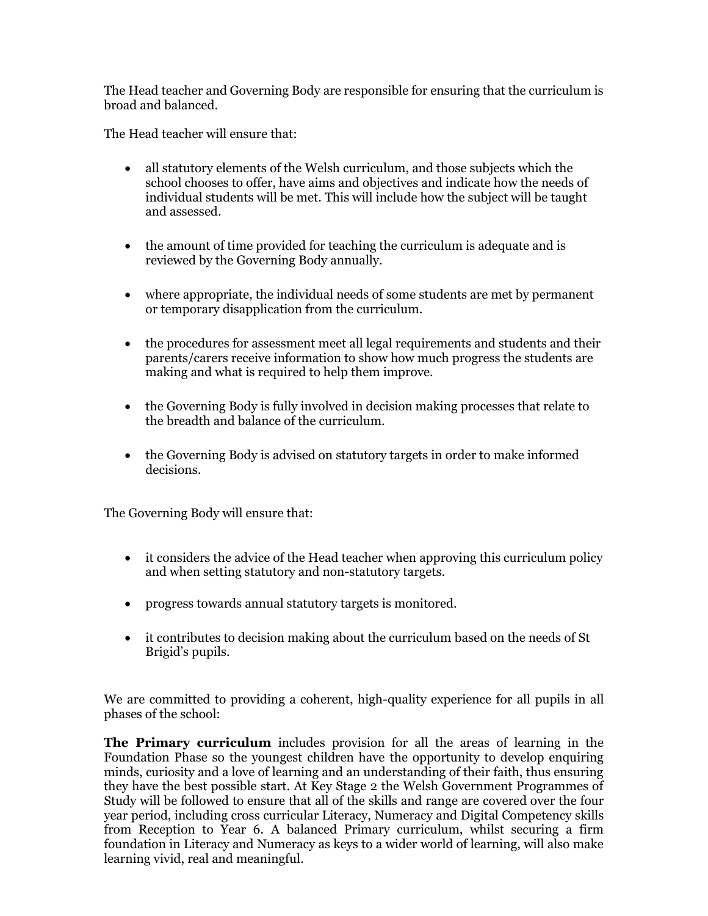The Head teacher and Governing Body are responsible for ensuring that the curriculum is broad and balanced.

The Head teacher will ensure that:

- all statutory elements of the Welsh curriculum, and those subjects which the school chooses to offer, have aims and objectives and indicate how the needs of individual students will be met. This will include how the subject will be taught and assessed.

- the amount of time provided for teaching the curriculum is adequate and is reviewed by the Governing Body annually.

- where appropriate, the individual needs of some students are met by permanent or temporary disapplication from the curriculum.

- the procedures for assessment meet all legal requirements and students and their parents/carers receive information to show how much progress the students are making and what is required to help them improve.

- the Governing Body is fully involved in decision making processes that relate to the breadth and balance of the curriculum.

- the Governing Body is advised on statutory targets in order to make informed decisions.

The Governing Body will ensure that:

- it considers the advice of the Head teacher when approving this curriculum policy and when setting statutory and non-statutory targets.

- progress towards annual statutory targets is monitored.

- it contributes to decision making about the curriculum based on the needs of St Brigid's pupils.

We are committed to providing a coherent, high-quality experience for all pupils in all phases of the school:

**The Primary curriculum** includes provision for all the areas of learning in the Foundation Phase so the youngest children have the opportunity to develop enquiring minds, curiosity and a love of learning and an understanding of their faith, thus ensuring they have the best possible start. At Key Stage 2 the Welsh Government Programmes of Study will be followed to ensure that all of the skills and range are covered over the four year period, including cross curricular Literacy, Numeracy and Digital Competency skills from Reception to Year 6. A balanced Primary curriculum, whilst securing a firm foundation in Literacy and Numeracy as keys to a wider world of learning, will also make learning vivid, real and meaningful.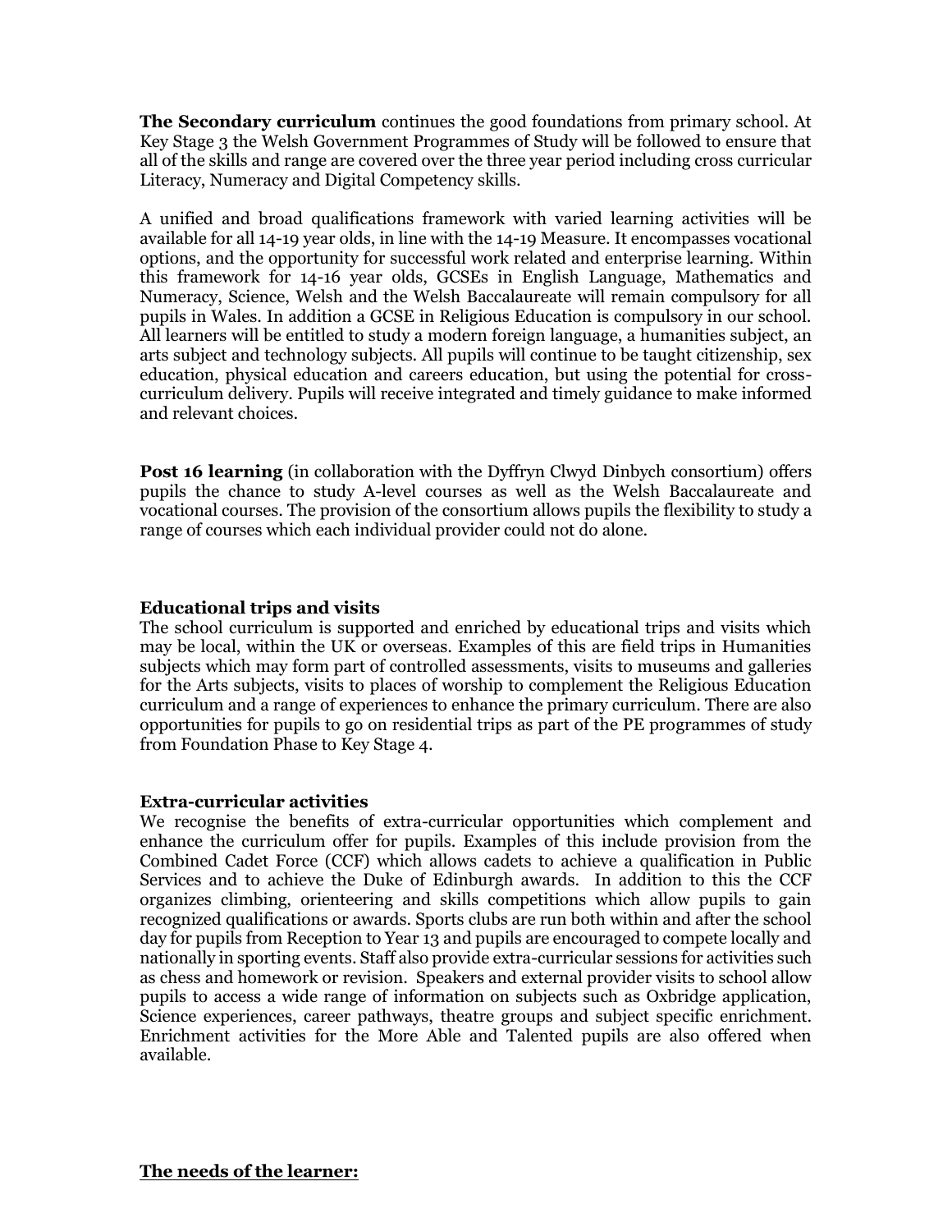**The Secondary curriculum** continues the good foundations from primary school. At Key Stage 3 the Welsh Government Programmes of Study will be followed to ensure that all of the skills and range are covered over the three year period including cross curricular Literacy, Numeracy and Digital Competency skills.

A unified and broad qualifications framework with varied learning activities will be available for all 14-19 year olds, in line with the 14-19 Measure. It encompasses vocational options, and the opportunity for successful work related and enterprise learning. Within this framework for 14-16 year olds, GCSEs in English Language, Mathematics and Numeracy, Science, Welsh and the Welsh Baccalaureate will remain compulsory for all pupils in Wales. In addition a GCSE in Religious Education is compulsory in our school. All learners will be entitled to study a modern foreign language, a humanities subject, an arts subject and technology subjects. All pupils will continue to be taught citizenship, sex education, physical education and careers education, but using the potential for cross-curriculum delivery. Pupils will receive integrated and timely guidance to make informed and relevant choices.

**Post 16 learning** (in collaboration with the Dyffryn Clwyd Dinbych consortium) offers pupils the chance to study A-level courses as well as the Welsh Baccalaureate and vocational courses. The provision of the consortium allows pupils the flexibility to study a range of courses which each individual provider could not do alone.

**Educational trips and visits**

The school curriculum is supported and enriched by educational trips and visits which may be local, within the UK or overseas. Examples of this are field trips in Humanities subjects which may form part of controlled assessments, visits to museums and galleries for the Arts subjects, visits to places of worship to complement the Religious Education curriculum and a range of experiences to enhance the primary curriculum. There are also opportunities for pupils to go on residential trips as part of the PE programmes of study from Foundation Phase to Key Stage 4.

**Extra-curricular activities**

We recognise the benefits of extra-curricular opportunities which complement and enhance the curriculum offer for pupils. Examples of this include provision from the Combined Cadet Force (CCF) which allows cadets to achieve a qualification in Public Services and to achieve the Duke of Edinburgh awards. In addition to this the CCF organizes climbing, orienteering and skills competitions which allow pupils to gain recognized qualifications or awards. Sports clubs are run both within and after the school day for pupils from Reception to Year 13 and pupils are encouraged to compete locally and nationally in sporting events. Staff also provide extra-curricular sessions for activities such as chess and homework or revision. Speakers and external provider visits to school allow pupils to access a wide range of information on subjects such as Oxbridge application, Science experiences, career pathways, theatre groups and subject specific enrichment. Enrichment activities for the More Able and Talented pupils are also offered when available.

**<u>The needs of the learner:</u>**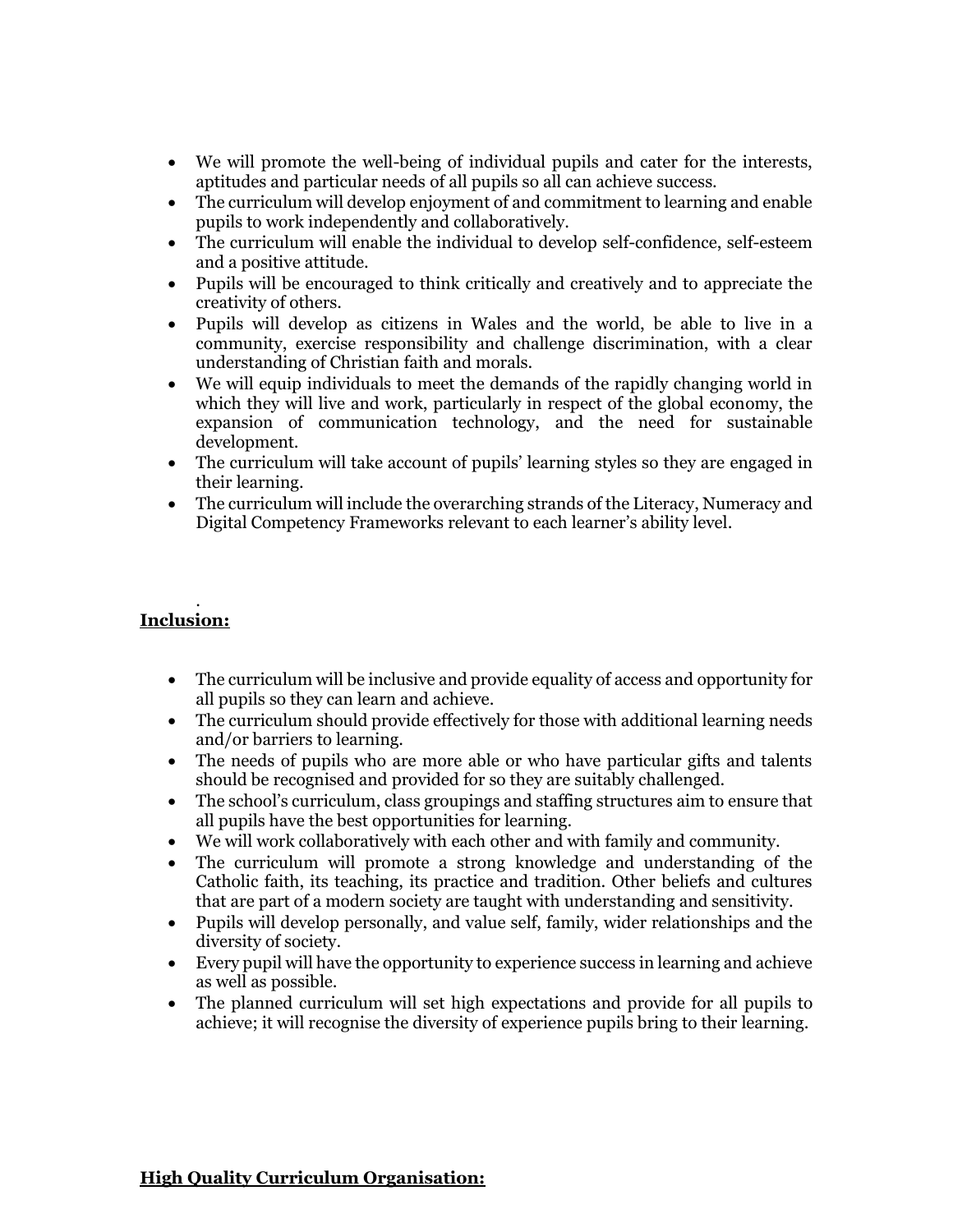- We will promote the well-being of individual pupils and cater for the interests, aptitudes and particular needs of all pupils so all can achieve success.
- The curriculum will develop enjoyment of and commitment to learning and enable pupils to work independently and collaboratively.
- The curriculum will enable the individual to develop self-confidence, self-esteem and a positive attitude.
- Pupils will be encouraged to think critically and creatively and to appreciate the creativity of others.
- Pupils will develop as citizens in Wales and the world, be able to live in a community, exercise responsibility and challenge discrimination, with a clear understanding of Christian faith and morals.
- We will equip individuals to meet the demands of the rapidly changing world in which they will live and work, particularly in respect of the global economy, the expansion of communication technology, and the need for sustainable development.
- The curriculum will take account of pupils' learning styles so they are engaged in their learning.
- The curriculum will include the overarching strands of the Literacy, Numeracy and Digital Competency Frameworks relevant to each learner's ability level.

.

**Inclusion:**

- The curriculum will be inclusive and provide equality of access and opportunity for all pupils so they can learn and achieve.
- The curriculum should provide effectively for those with additional learning needs and/or barriers to learning.
- The needs of pupils who are more able or who have particular gifts and talents should be recognised and provided for so they are suitably challenged.
- The school's curriculum, class groupings and staffing structures aim to ensure that all pupils have the best opportunities for learning.
- We will work collaboratively with each other and with family and community.
- The curriculum will promote a strong knowledge and understanding of the Catholic faith, its teaching, its practice and tradition. Other beliefs and cultures that are part of a modern society are taught with understanding and sensitivity.
- Pupils will develop personally, and value self, family, wider relationships and the diversity of society.
- Every pupil will have the opportunity to experience success in learning and achieve as well as possible.
- The planned curriculum will set high expectations and provide for all pupils to achieve; it will recognise the diversity of experience pupils bring to their learning.

**High Quality Curriculum Organisation:**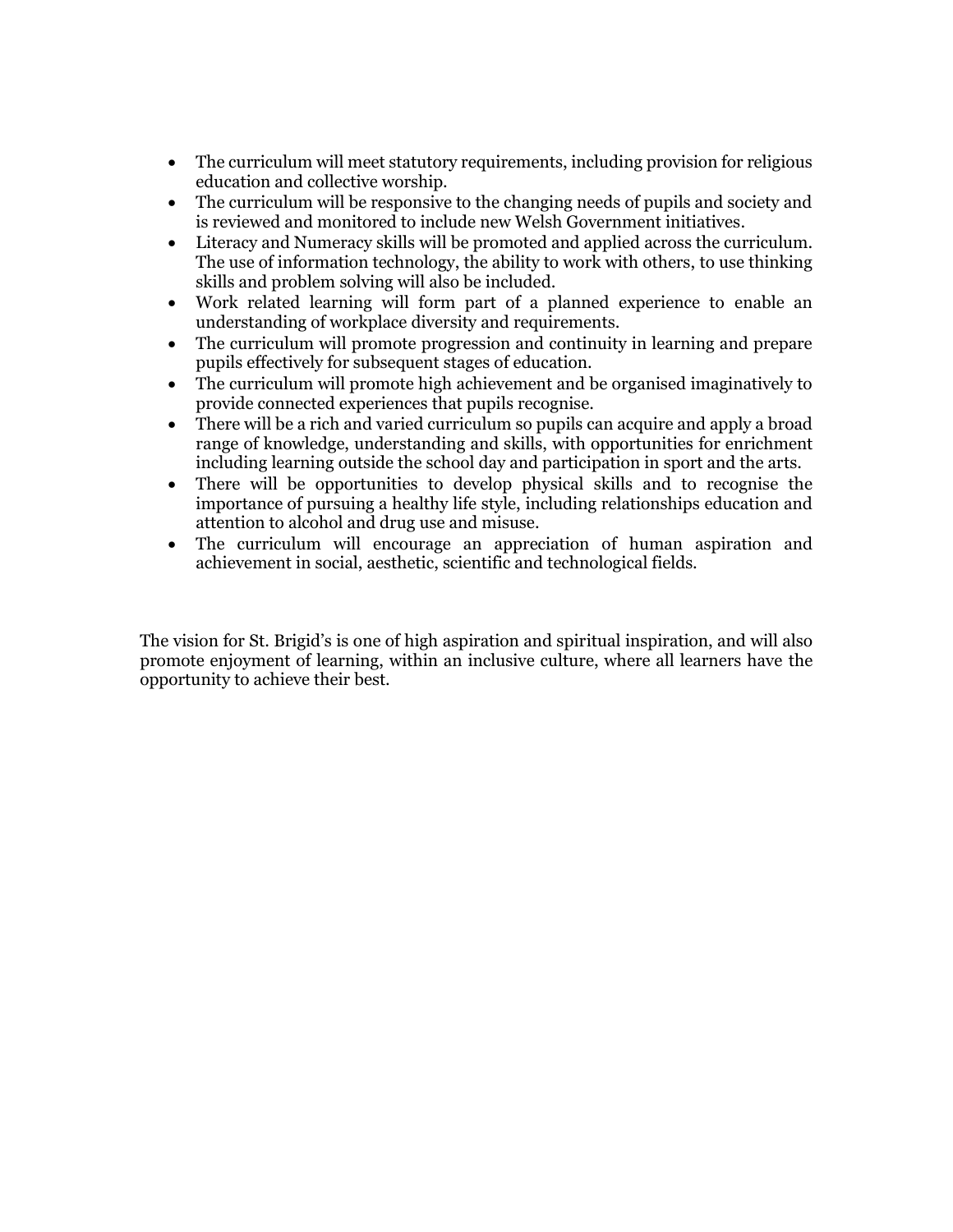- The curriculum will meet statutory requirements, including provision for religious education and collective worship.
- The curriculum will be responsive to the changing needs of pupils and society and is reviewed and monitored to include new Welsh Government initiatives.
- Literacy and Numeracy skills will be promoted and applied across the curriculum. The use of information technology, the ability to work with others, to use thinking skills and problem solving will also be included.
- Work related learning will form part of a planned experience to enable an understanding of workplace diversity and requirements.
- The curriculum will promote progression and continuity in learning and prepare pupils effectively for subsequent stages of education.
- The curriculum will promote high achievement and be organised imaginatively to provide connected experiences that pupils recognise.
- There will be a rich and varied curriculum so pupils can acquire and apply a broad range of knowledge, understanding and skills, with opportunities for enrichment including learning outside the school day and participation in sport and the arts.
- There will be opportunities to develop physical skills and to recognise the importance of pursuing a healthy life style, including relationships education and attention to alcohol and drug use and misuse.
- The curriculum will encourage an appreciation of human aspiration and achievement in social, aesthetic, scientific and technological fields.

The vision for St. Brigid's is one of high aspiration and spiritual inspiration, and will also promote enjoyment of learning, within an inclusive culture, where all learners have the opportunity to achieve their best.